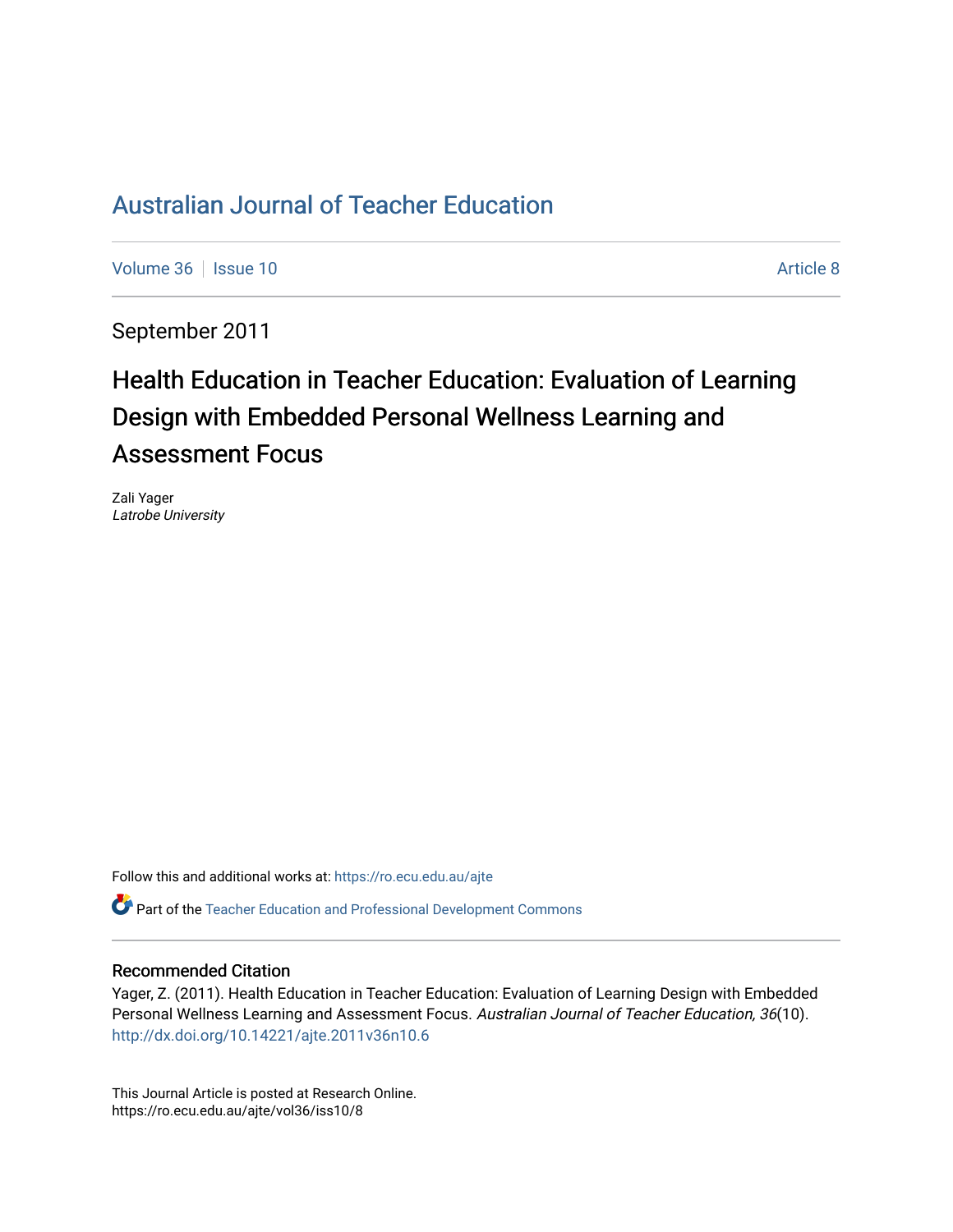# Australian Journal of Teacher Education

Volume 36 | Issue 10 | Article 8

September 2011

## Health Education in Teacher Education: Evaluation of Learning Design with Embedded Personal Wellness Learning and Assessment Focus

Zali Yager
*Latrobe University*

Follow this and additional works at: https://ro.ecu.edu.au/ajte

Part of the Teacher Education and Professional Development Commons

### Recommended Citation

Yager, Z. (2011). Health Education in Teacher Education: Evaluation of Learning Design with Embedded Personal Wellness Learning and Assessment Focus. *Australian Journal of Teacher Education, 36*(10). http://dx.doi.org/10.14221/ajte.2011v36n10.6

This Journal Article is posted at Research Online.
https://ro.ecu.edu.au/ajte/vol36/iss10/8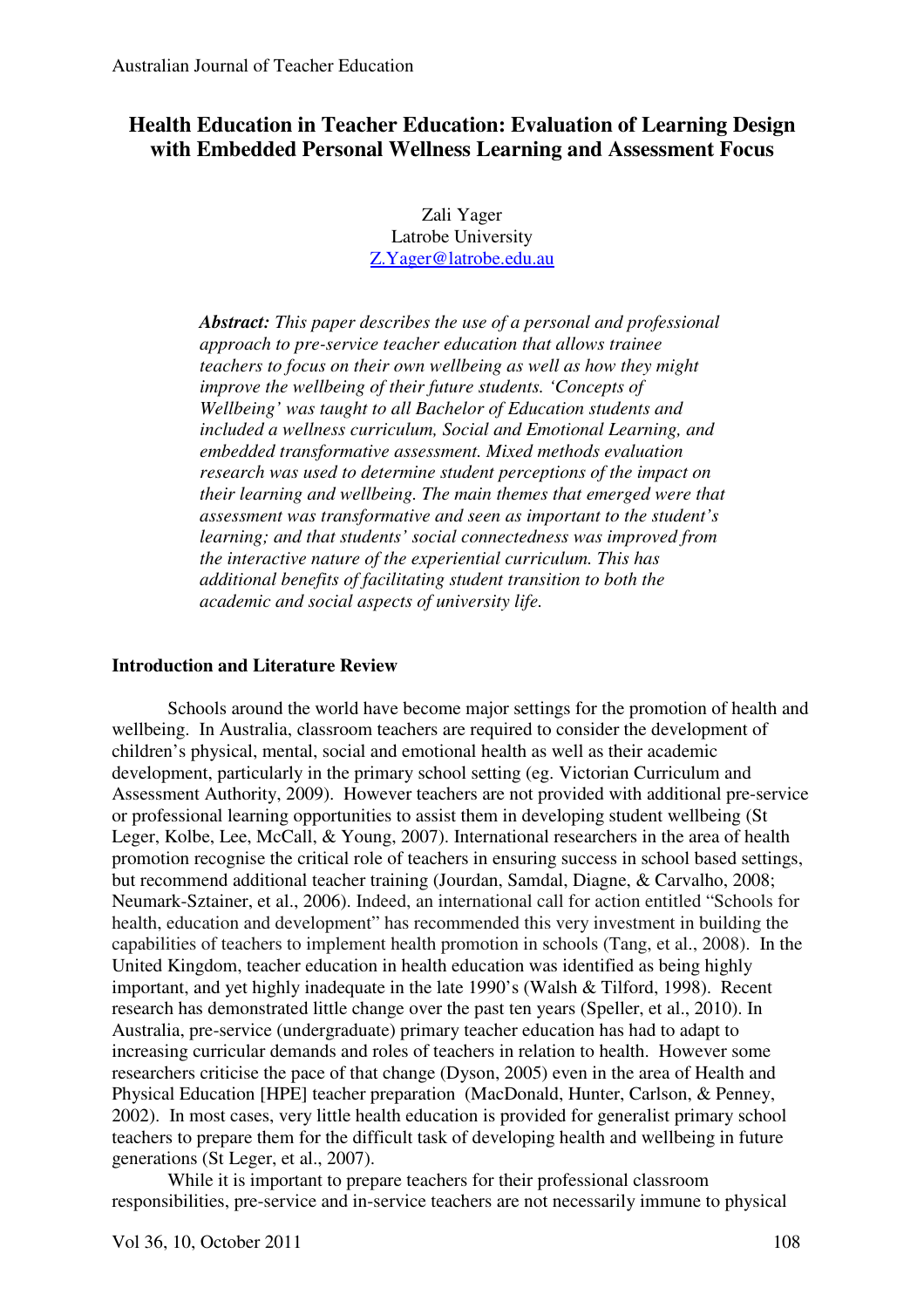# Health Education in Teacher Education: Evaluation of Learning Design with Embedded Personal Wellness Learning and Assessment Focus

Zali Yager
Latrobe University
Z.Yager@latrobe.edu.au

***Abstract:*** *This paper describes the use of a personal and professional approach to pre-service teacher education that allows trainee teachers to focus on their own wellbeing as well as how they might improve the wellbeing of their future students. 'Concepts of Wellbeing' was taught to all Bachelor of Education students and included a wellness curriculum, Social and Emotional Learning, and embedded transformative assessment. Mixed methods evaluation research was used to determine student perceptions of the impact on their learning and wellbeing. The main themes that emerged were that assessment was transformative and seen as important to the student's learning; and that students' social connectedness was improved from the interactive nature of the experiential curriculum. This has additional benefits of facilitating student transition to both the academic and social aspects of university life.*

## Introduction and Literature Review

Schools around the world have become major settings for the promotion of health and wellbeing. In Australia, classroom teachers are required to consider the development of children's physical, mental, social and emotional health as well as their academic development, particularly in the primary school setting (eg. Victorian Curriculum and Assessment Authority, 2009). However teachers are not provided with additional pre-service or professional learning opportunities to assist them in developing student wellbeing (St Leger, Kolbe, Lee, McCall, & Young, 2007). International researchers in the area of health promotion recognise the critical role of teachers in ensuring success in school based settings, but recommend additional teacher training (Jourdan, Samdal, Diagne, & Carvalho, 2008; Neumark-Sztainer, et al., 2006). Indeed, an international call for action entitled "Schools for health, education and development" has recommended this very investment in building the capabilities of teachers to implement health promotion in schools (Tang, et al., 2008). In the United Kingdom, teacher education in health education was identified as being highly important, and yet highly inadequate in the late 1990's (Walsh & Tilford, 1998). Recent research has demonstrated little change over the past ten years (Speller, et al., 2010). In Australia, pre-service (undergraduate) primary teacher education has had to adapt to increasing curricular demands and roles of teachers in relation to health. However some researchers criticise the pace of that change (Dyson, 2005) even in the area of Health and Physical Education [HPE] teacher preparation (MacDonald, Hunter, Carlson, & Penney, 2002). In most cases, very little health education is provided for generalist primary school teachers to prepare them for the difficult task of developing health and wellbeing in future generations (St Leger, et al., 2007).

While it is important to prepare teachers for their professional classroom responsibilities, pre-service and in-service teachers are not necessarily immune to physical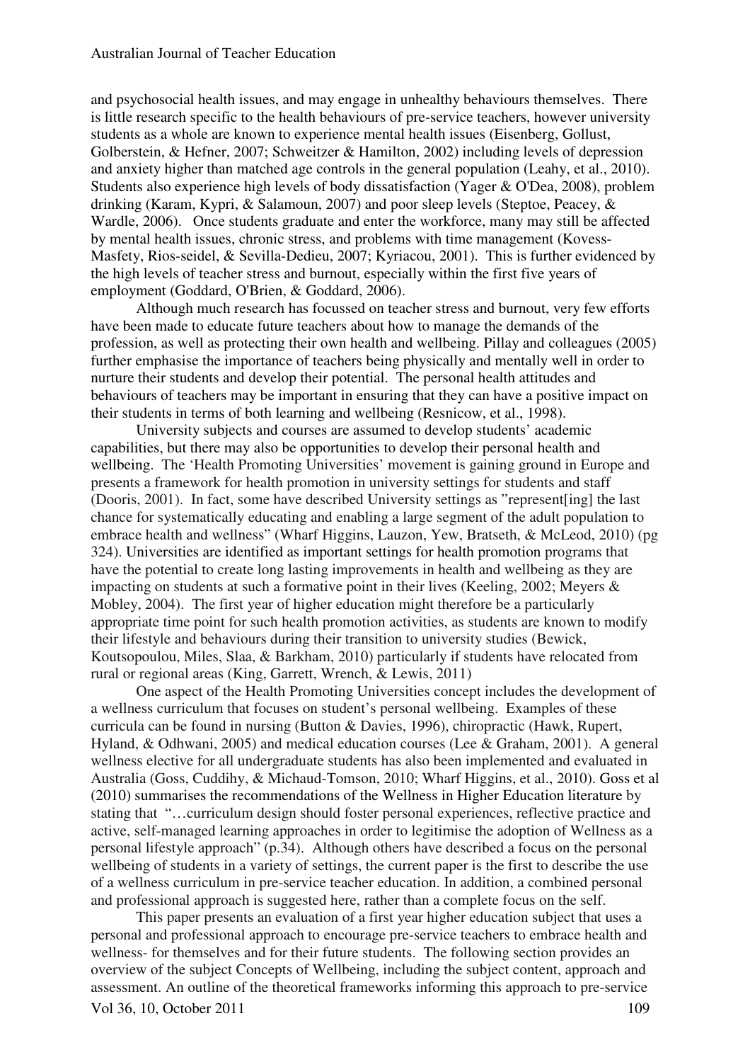and psychosocial health issues, and may engage in unhealthy behaviours themselves. There is little research specific to the health behaviours of pre-service teachers, however university students as a whole are known to experience mental health issues (Eisenberg, Gollust, Golberstein, & Hefner, 2007; Schweitzer & Hamilton, 2002) including levels of depression and anxiety higher than matched age controls in the general population (Leahy, et al., 2010). Students also experience high levels of body dissatisfaction (Yager & O'Dea, 2008), problem drinking (Karam, Kypri, & Salamoun, 2007) and poor sleep levels (Steptoe, Peacey, & Wardle, 2006). Once students graduate and enter the workforce, many may still be affected by mental health issues, chronic stress, and problems with time management (Kovess-Masfety, Rios-seidel, & Sevilla-Dedieu, 2007; Kyriacou, 2001). This is further evidenced by the high levels of teacher stress and burnout, especially within the first five years of employment (Goddard, O'Brien, & Goddard, 2006).

Although much research has focussed on teacher stress and burnout, very few efforts have been made to educate future teachers about how to manage the demands of the profession, as well as protecting their own health and wellbeing. Pillay and colleagues (2005) further emphasise the importance of teachers being physically and mentally well in order to nurture their students and develop their potential. The personal health attitudes and behaviours of teachers may be important in ensuring that they can have a positive impact on their students in terms of both learning and wellbeing (Resnicow, et al., 1998).

University subjects and courses are assumed to develop students' academic capabilities, but there may also be opportunities to develop their personal health and wellbeing. The 'Health Promoting Universities' movement is gaining ground in Europe and presents a framework for health promotion in university settings for students and staff (Dooris, 2001). In fact, some have described University settings as "represent[ing] the last chance for systematically educating and enabling a large segment of the adult population to embrace health and wellness" (Wharf Higgins, Lauzon, Yew, Bratseth, & McLeod, 2010) (pg 324). Universities are identified as important settings for health promotion programs that have the potential to create long lasting improvements in health and wellbeing as they are impacting on students at such a formative point in their lives (Keeling, 2002; Meyers & Mobley, 2004). The first year of higher education might therefore be a particularly appropriate time point for such health promotion activities, as students are known to modify their lifestyle and behaviours during their transition to university studies (Bewick, Koutsopoulou, Miles, Slaa, & Barkham, 2010) particularly if students have relocated from rural or regional areas (King, Garrett, Wrench, & Lewis, 2011)

One aspect of the Health Promoting Universities concept includes the development of a wellness curriculum that focuses on student's personal wellbeing. Examples of these curricula can be found in nursing (Button & Davies, 1996), chiropractic (Hawk, Rupert, Hyland, & Odhwani, 2005) and medical education courses (Lee & Graham, 2001). A general wellness elective for all undergraduate students has also been implemented and evaluated in Australia (Goss, Cuddihy, & Michaud-Tomson, 2010; Wharf Higgins, et al., 2010). Goss et al (2010) summarises the recommendations of the Wellness in Higher Education literature by stating that "…curriculum design should foster personal experiences, reflective practice and active, self-managed learning approaches in order to legitimise the adoption of Wellness as a personal lifestyle approach" (p.34). Although others have described a focus on the personal wellbeing of students in a variety of settings, the current paper is the first to describe the use of a wellness curriculum in pre-service teacher education. In addition, a combined personal and professional approach is suggested here, rather than a complete focus on the self.

This paper presents an evaluation of a first year higher education subject that uses a personal and professional approach to encourage pre-service teachers to embrace health and wellness- for themselves and for their future students. The following section provides an overview of the subject Concepts of Wellbeing, including the subject content, approach and assessment. An outline of the theoretical frameworks informing this approach to pre-service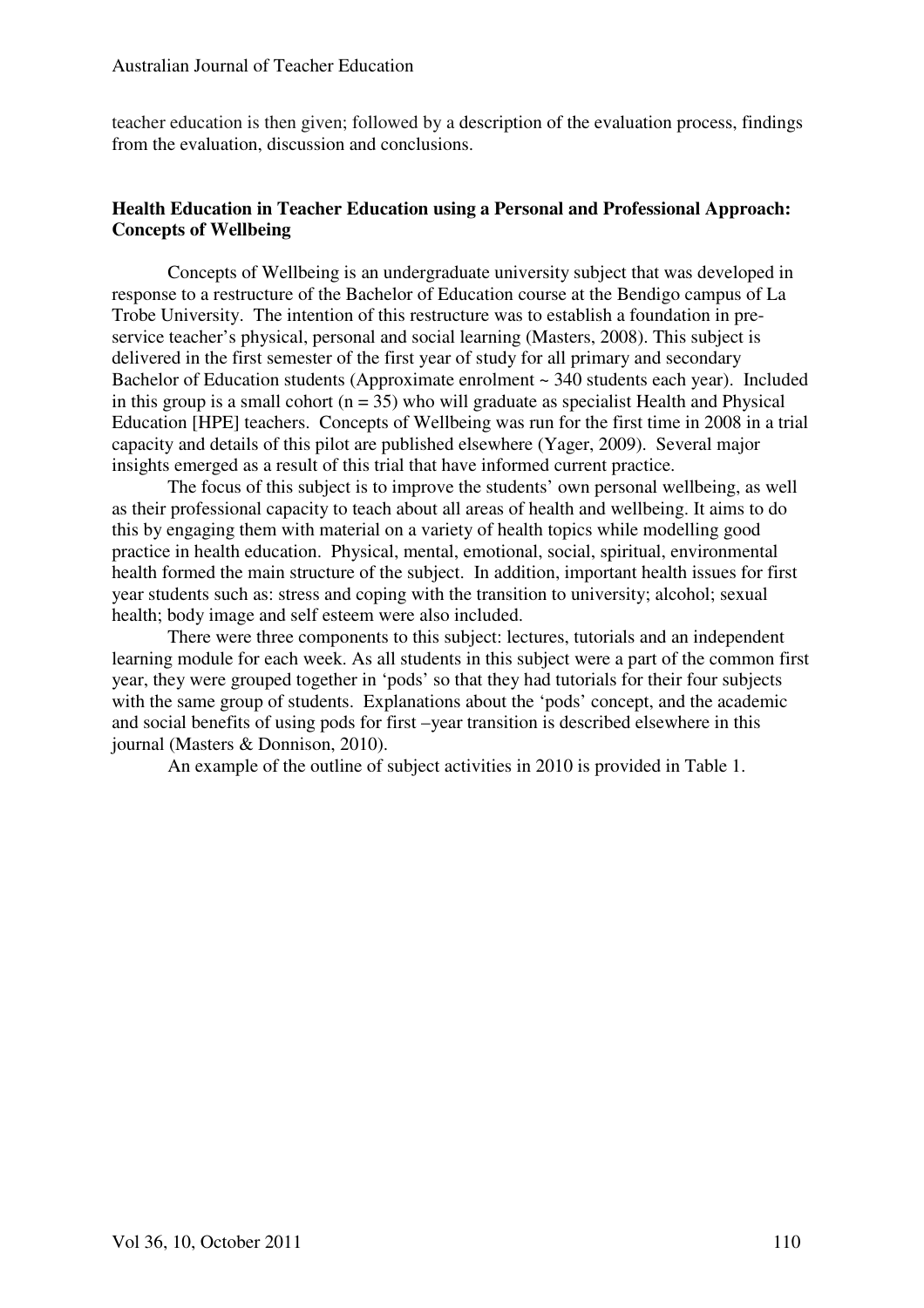teacher education is then given; followed by a description of the evaluation process, findings from the evaluation, discussion and conclusions.

## Health Education in Teacher Education using a Personal and Professional Approach: Concepts of Wellbeing

Concepts of Wellbeing is an undergraduate university subject that was developed in response to a restructure of the Bachelor of Education course at the Bendigo campus of La Trobe University. The intention of this restructure was to establish a foundation in pre-service teacher's physical, personal and social learning (Masters, 2008). This subject is delivered in the first semester of the first year of study for all primary and secondary Bachelor of Education students (Approximate enrolment ~ 340 students each year). Included in this group is a small cohort (n = 35) who will graduate as specialist Health and Physical Education [HPE] teachers. Concepts of Wellbeing was run for the first time in 2008 in a trial capacity and details of this pilot are published elsewhere (Yager, 2009). Several major insights emerged as a result of this trial that have informed current practice.

The focus of this subject is to improve the students' own personal wellbeing, as well as their professional capacity to teach about all areas of health and wellbeing. It aims to do this by engaging them with material on a variety of health topics while modelling good practice in health education. Physical, mental, emotional, social, spiritual, environmental health formed the main structure of the subject. In addition, important health issues for first year students such as: stress and coping with the transition to university; alcohol; sexual health; body image and self esteem were also included.

There were three components to this subject: lectures, tutorials and an independent learning module for each week. As all students in this subject were a part of the common first year, they were grouped together in 'pods' so that they had tutorials for their four subjects with the same group of students. Explanations about the 'pods' concept, and the academic and social benefits of using pods for first –year transition is described elsewhere in this journal (Masters & Donnison, 2010).

An example of the outline of subject activities in 2010 is provided in Table 1.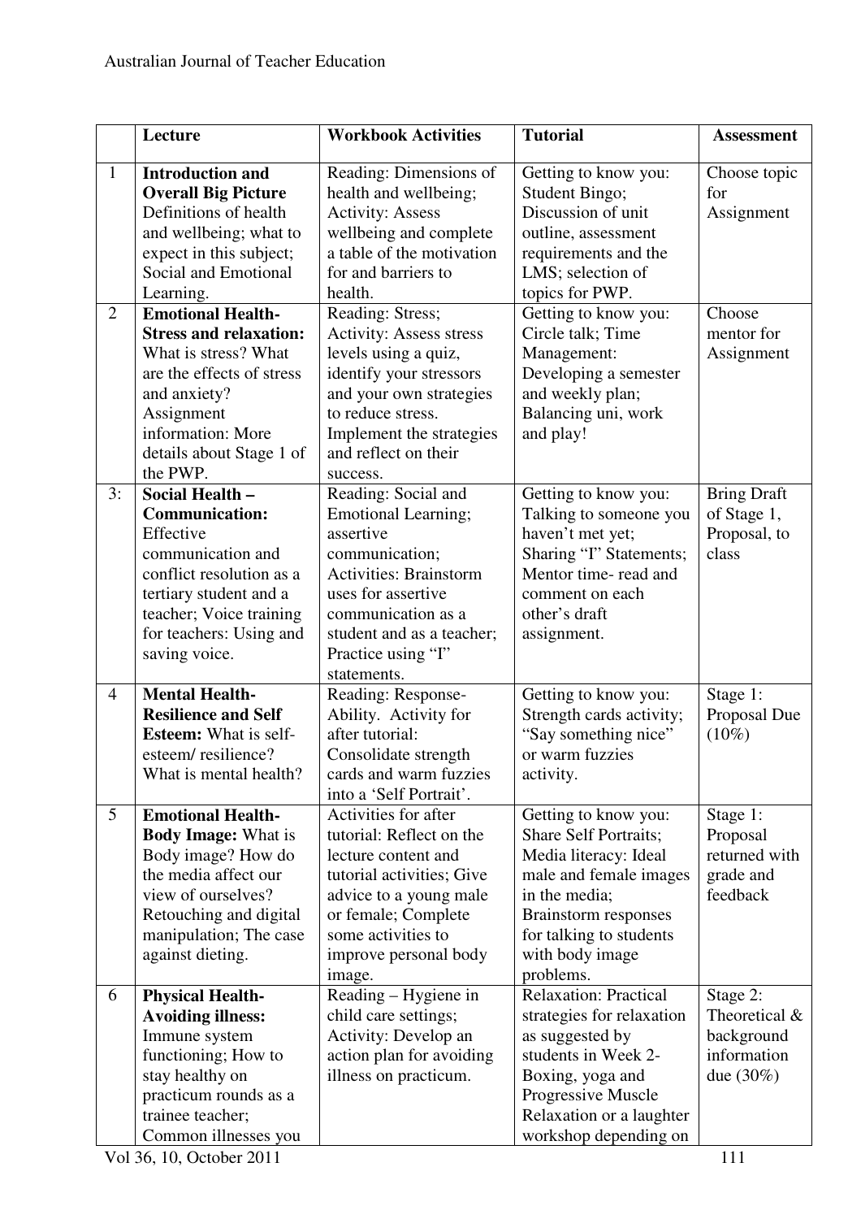| | Lecture | Workbook Activities | Tutorial | Assessment |
|---|---|---|---|---|
| 1 | **Introduction and Overall Big Picture** Definitions of health and wellbeing; what to expect in this subject; Social and Emotional Learning. | Reading: Dimensions of health and wellbeing; Activity: Assess wellbeing and complete a table of the motivation for and barriers to health. | Getting to know you: Student Bingo; Discussion of unit outline, assessment requirements and the LMS; selection of topics for PWP. | Choose topic for Assignment |
| 2 | **Emotional Health- Stress and relaxation:** What is stress? What are the effects of stress and anxiety? Assignment information: More details about Stage 1 of the PWP. | Reading: Stress; Activity: Assess stress levels using a quiz, identify your stressors and your own strategies to reduce stress. Implement the strategies and reflect on their success. | Getting to know you: Circle talk; Time Management: Developing a semester and weekly plan; Balancing uni, work and play! | Choose mentor for Assignment |
| 3: | **Social Health – Communication:** Effective communication and conflict resolution as a tertiary student and a teacher; Voice training for teachers: Using and saving voice. | Reading: Social and Emotional Learning; assertive communication; Activities: Brainstorm uses for assertive communication as a student and as a teacher; Practice using "I" statements. | Getting to know you: Talking to someone you haven't met yet; Sharing "I" Statements; Mentor time- read and comment on each other's draft assignment. | Bring Draft of Stage 1, Proposal, to class |
| 4 | **Mental Health- Resilience and Self Esteem:** What is self-esteem/ resilience? What is mental health? | Reading: Response-Ability. Activity for after tutorial: Consolidate strength cards and warm fuzzies into a 'Self Portrait'. | Getting to know you: Strength cards activity; "Say something nice" or warm fuzzies activity. | Stage 1: Proposal Due (10%) |
| 5 | **Emotional Health- Body Image:** What is Body image? How do the media affect our view of ourselves? Retouching and digital manipulation; The case against dieting. | Activities for after tutorial: Reflect on the lecture content and tutorial activities; Give advice to a young male or female; Complete some activities to improve personal body image. | Getting to know you: Share Self Portraits; Media literacy: Ideal male and female images in the media; Brainstorm responses for talking to students with body image problems. | Stage 1: Proposal returned with grade and feedback |
| 6 | **Physical Health- Avoiding illness:** Immune system functioning; How to stay healthy on practicum rounds as a trainee teacher; Common illnesses you | Reading – Hygiene in child care settings; Activity: Develop an action plan for avoiding illness on practicum. | Relaxation: Practical strategies for relaxation as suggested by students in Week 2- Boxing, yoga and Progressive Muscle Relaxation or a laughter workshop depending on | Stage 2: Theoretical & background information due (30%) |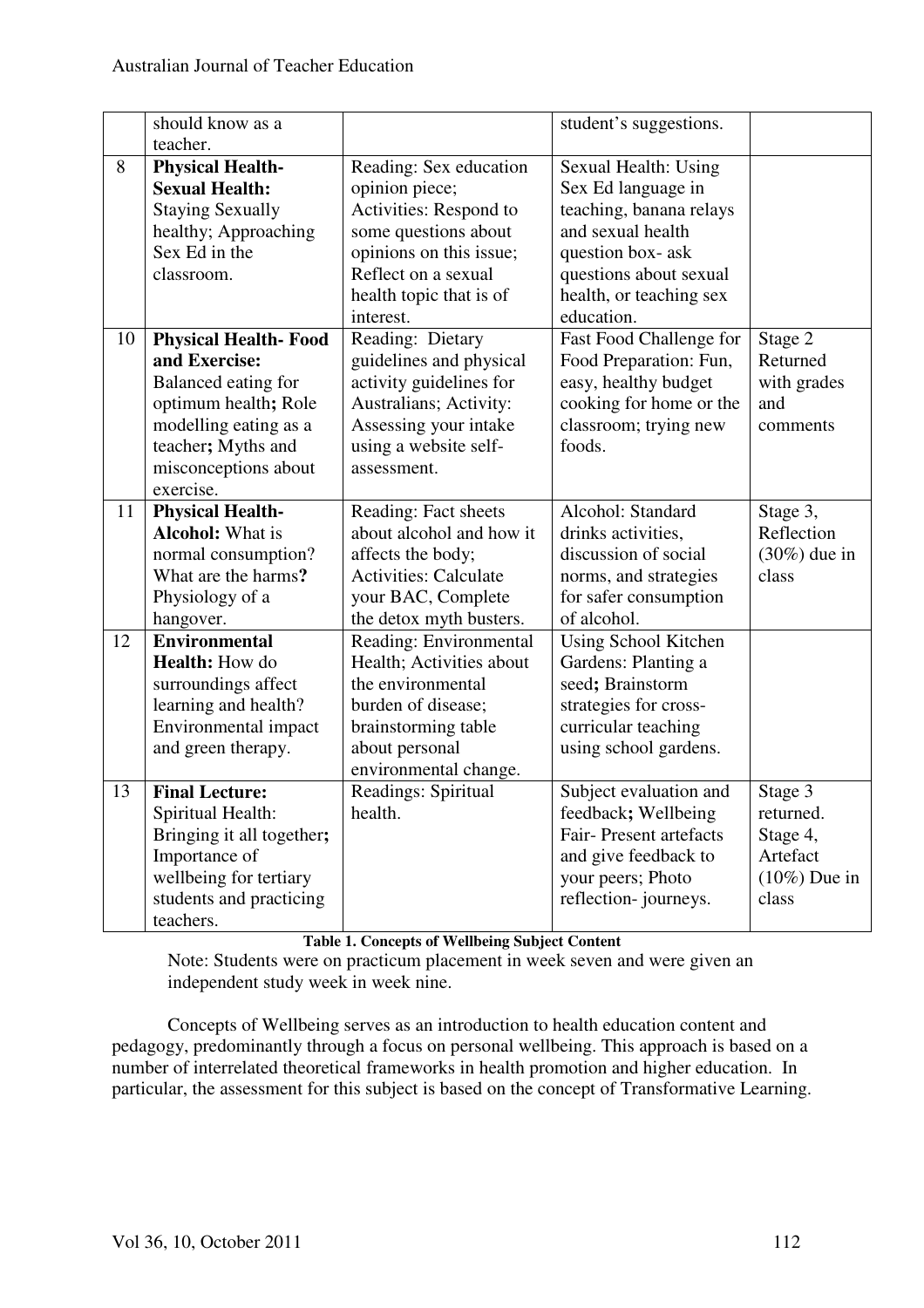|  |  |  |  |  |
|---|---|---|---|---|
|  | should know as a teacher. |  | student's suggestions. |  |
| 8 | **Physical Health- Sexual Health:** Staying Sexually healthy; Approaching Sex Ed in the classroom. | Reading: Sex education opinion piece; Activities: Respond to some questions about opinions on this issue; Reflect on a sexual health topic that is of interest. | Sexual Health: Using Sex Ed language in teaching, banana relays and sexual health question box- ask questions about sexual health, or teaching sex education. |  |
| 10 | **Physical Health- Food and Exercise:** Balanced eating for optimum health**;** Role modelling eating as a teacher**;** Myths and misconceptions about exercise. | Reading: Dietary guidelines and physical activity guidelines for Australians; Activity: Assessing your intake using a website self-assessment. | Fast Food Challenge for Food Preparation: Fun, easy, healthy budget cooking for home or the classroom; trying new foods. | Stage 2 Returned with grades and comments |
| 11 | **Physical Health- Alcohol:** What is normal consumption? What are the harms**?** Physiology of a hangover. | Reading: Fact sheets about alcohol and how it affects the body; Activities: Calculate your BAC, Complete the detox myth busters. | Alcohol: Standard drinks activities, discussion of social norms, and strategies for safer consumption of alcohol. | Stage 3, Reflection (30%) due in class |
| 12 | **Environmental Health:** How do surroundings affect learning and health? Environmental impact and green therapy. | Reading: Environmental Health; Activities about the environmental burden of disease; brainstorming table about personal environmental change. | Using School Kitchen Gardens: Planting a seed**;** Brainstorm strategies for cross-curricular teaching using school gardens. |  |
| 13 | **Final Lecture:** Spiritual Health: Bringing it all together**;** Importance of wellbeing for tertiary students and practicing teachers. | Readings: Spiritual health. | Subject evaluation and feedback**;** Wellbeing Fair- Present artefacts and give feedback to your peers; Photo reflection- journeys. | Stage 3 returned. Stage 4, Artefact (10%) Due in class |

**Table 1. Concepts of Wellbeing Subject Content**

Note: Students were on practicum placement in week seven and were given an independent study week in week nine.

Concepts of Wellbeing serves as an introduction to health education content and pedagogy, predominantly through a focus on personal wellbeing. This approach is based on a number of interrelated theoretical frameworks in health promotion and higher education. In particular, the assessment for this subject is based on the concept of Transformative Learning.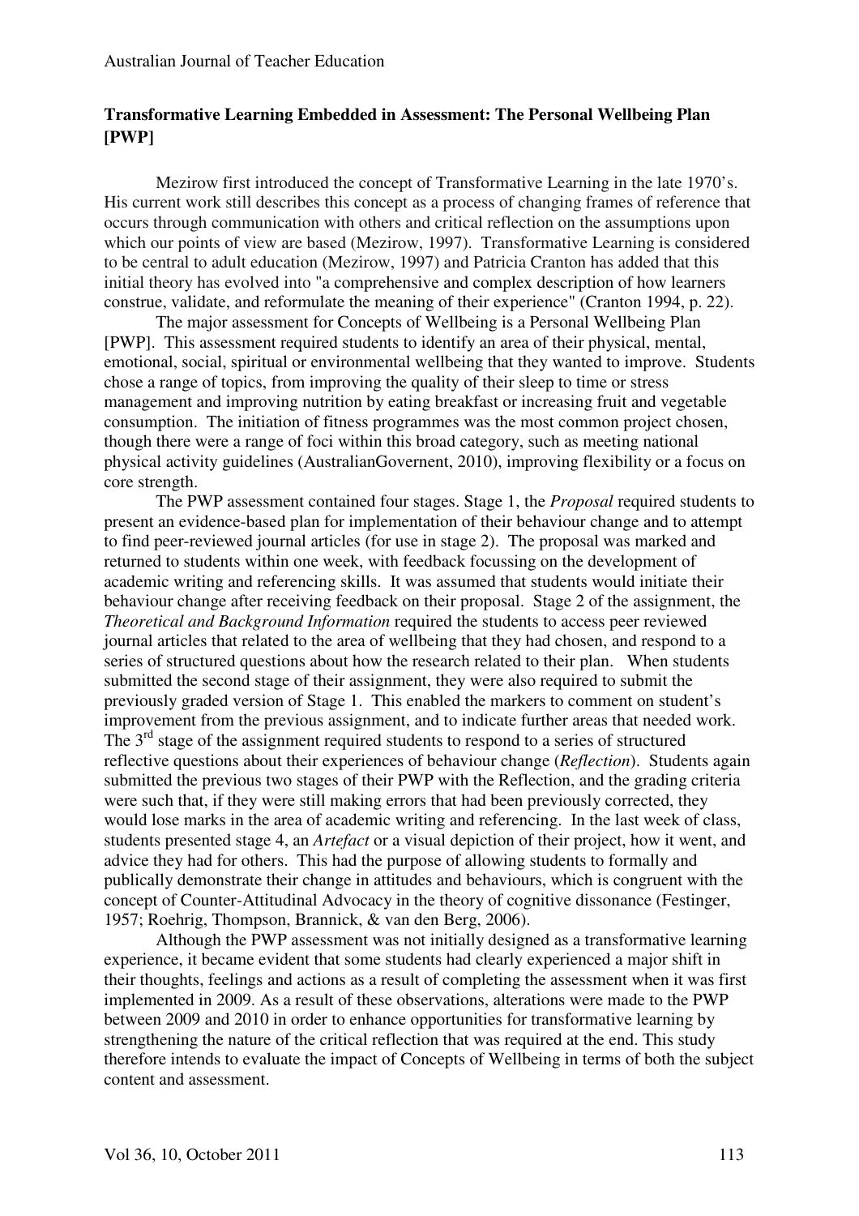### Transformative Learning Embedded in Assessment: The Personal Wellbeing Plan [PWP]

Mezirow first introduced the concept of Transformative Learning in the late 1970's. His current work still describes this concept as a process of changing frames of reference that occurs through communication with others and critical reflection on the assumptions upon which our points of view are based (Mezirow, 1997). Transformative Learning is considered to be central to adult education (Mezirow, 1997) and Patricia Cranton has added that this initial theory has evolved into "a comprehensive and complex description of how learners construe, validate, and reformulate the meaning of their experience" (Cranton 1994, p. 22).

The major assessment for Concepts of Wellbeing is a Personal Wellbeing Plan [PWP]. This assessment required students to identify an area of their physical, mental, emotional, social, spiritual or environmental wellbeing that they wanted to improve. Students chose a range of topics, from improving the quality of their sleep to time or stress management and improving nutrition by eating breakfast or increasing fruit and vegetable consumption. The initiation of fitness programmes was the most common project chosen, though there were a range of foci within this broad category, such as meeting national physical activity guidelines (AustralianGovernent, 2010), improving flexibility or a focus on core strength.

The PWP assessment contained four stages. Stage 1, the *Proposal* required students to present an evidence-based plan for implementation of their behaviour change and to attempt to find peer-reviewed journal articles (for use in stage 2). The proposal was marked and returned to students within one week, with feedback focussing on the development of academic writing and referencing skills. It was assumed that students would initiate their behaviour change after receiving feedback on their proposal. Stage 2 of the assignment, the *Theoretical and Background Information* required the students to access peer reviewed journal articles that related to the area of wellbeing that they had chosen, and respond to a series of structured questions about how the research related to their plan. When students submitted the second stage of their assignment, they were also required to submit the previously graded version of Stage 1. This enabled the markers to comment on student's improvement from the previous assignment, and to indicate further areas that needed work. The 3rd stage of the assignment required students to respond to a series of structured reflective questions about their experiences of behaviour change (*Reflection*). Students again submitted the previous two stages of their PWP with the Reflection, and the grading criteria were such that, if they were still making errors that had been previously corrected, they would lose marks in the area of academic writing and referencing. In the last week of class, students presented stage 4, an *Artefact* or a visual depiction of their project, how it went, and advice they had for others. This had the purpose of allowing students to formally and publically demonstrate their change in attitudes and behaviours, which is congruent with the concept of Counter-Attitudinal Advocacy in the theory of cognitive dissonance (Festinger, 1957; Roehrig, Thompson, Brannick, & van den Berg, 2006).

Although the PWP assessment was not initially designed as a transformative learning experience, it became evident that some students had clearly experienced a major shift in their thoughts, feelings and actions as a result of completing the assessment when it was first implemented in 2009. As a result of these observations, alterations were made to the PWP between 2009 and 2010 in order to enhance opportunities for transformative learning by strengthening the nature of the critical reflection that was required at the end. This study therefore intends to evaluate the impact of Concepts of Wellbeing in terms of both the subject content and assessment.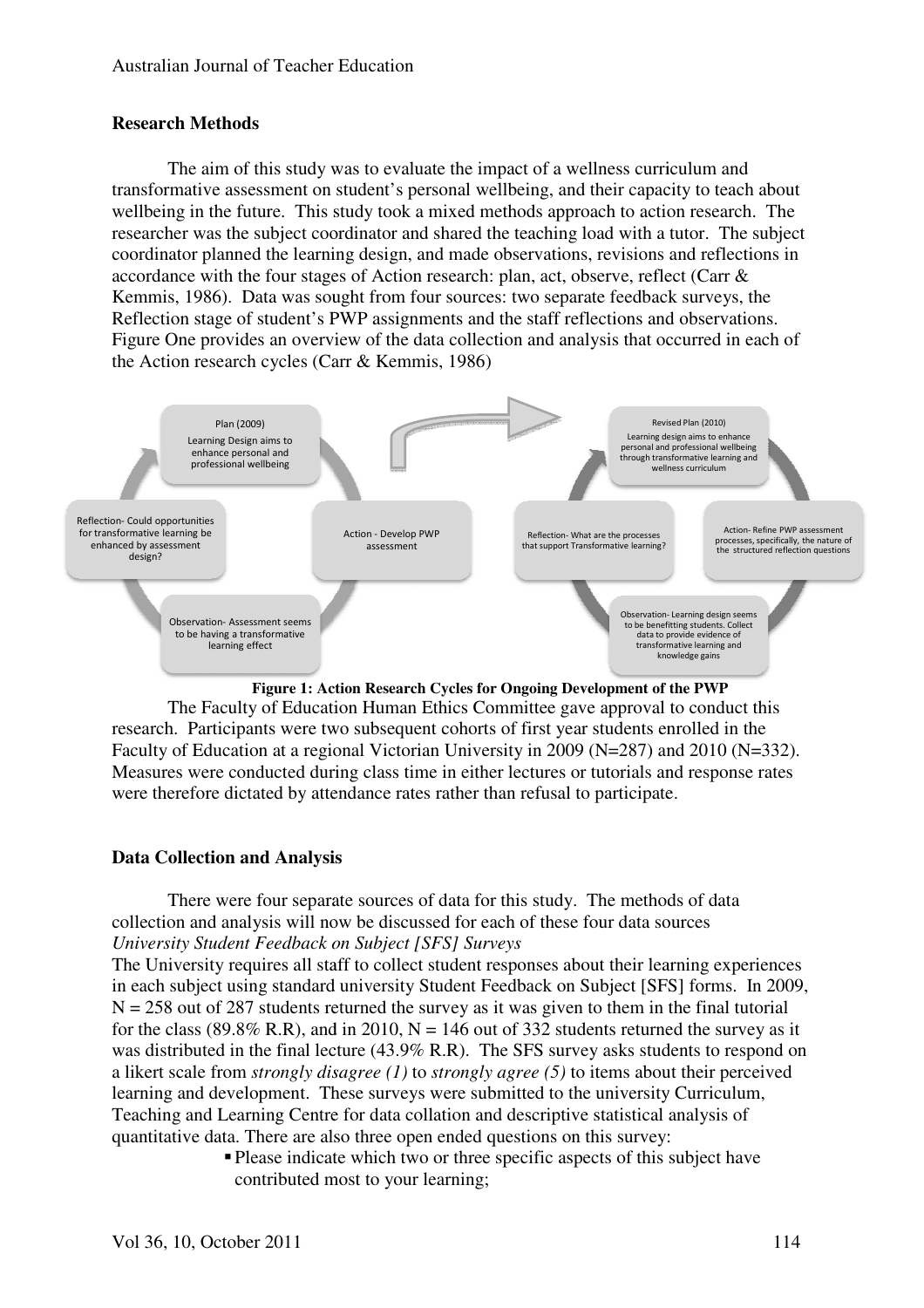## Research Methods

The aim of this study was to evaluate the impact of a wellness curriculum and transformative assessment on student's personal wellbeing, and their capacity to teach about wellbeing in the future. This study took a mixed methods approach to action research. The researcher was the subject coordinator and shared the teaching load with a tutor. The subject coordinator planned the learning design, and made observations, revisions and reflections in accordance with the four stages of Action research: plan, act, observe, reflect (Carr & Kemmis, 1986). Data was sought from four sources: two separate feedback surveys, the Reflection stage of student's PWP assignments and the staff reflections and observations. Figure One provides an overview of the data collection and analysis that occurred in each of the Action research cycles (Carr & Kemmis, 1986)

Plan (2009) Learning Design aims to enhance personal and professional wellbeing

Action - Develop PWP assessment

Observation- Assessment seems to be having a transformative learning effect

Reflection- Could opportunities for transformative learning be enhanced by assessment design?

Revised Plan (2010) Learning design aims to enhance personal and professional wellbeing through transformative learning and wellness curriculum

Action- Refine PWP assessment processes, specifically, the nature of the structured reflection questions

Observation- Learning design seems to be benefitting students. Collect data to provide evidence of transformative learning and knowledge gains

Reflection- What are the processes that support Transformative learning?

**Figure 1: Action Research Cycles for Ongoing Development of the PWP**

The Faculty of Education Human Ethics Committee gave approval to conduct this research. Participants were two subsequent cohorts of first year students enrolled in the Faculty of Education at a regional Victorian University in 2009 (N=287) and 2010 (N=332). Measures were conducted during class time in either lectures or tutorials and response rates were therefore dictated by attendance rates rather than refusal to participate.

## Data Collection and Analysis

There were four separate sources of data for this study. The methods of data collection and analysis will now be discussed for each of these four data sources

*University Student Feedback on Subject [SFS] Surveys*

The University requires all staff to collect student responses about their learning experiences in each subject using standard university Student Feedback on Subject [SFS] forms. In 2009, N = 258 out of 287 students returned the survey as it was given to them in the final tutorial for the class (89.8% R.R), and in 2010, N = 146 out of 332 students returned the survey as it was distributed in the final lecture (43.9% R.R). The SFS survey asks students to respond on a likert scale from *strongly disagree (1)* to *strongly agree (5)* to items about their perceived learning and development. These surveys were submitted to the university Curriculum, Teaching and Learning Centre for data collation and descriptive statistical analysis of quantitative data. There are also three open ended questions on this survey:

- Please indicate which two or three specific aspects of this subject have contributed most to your learning;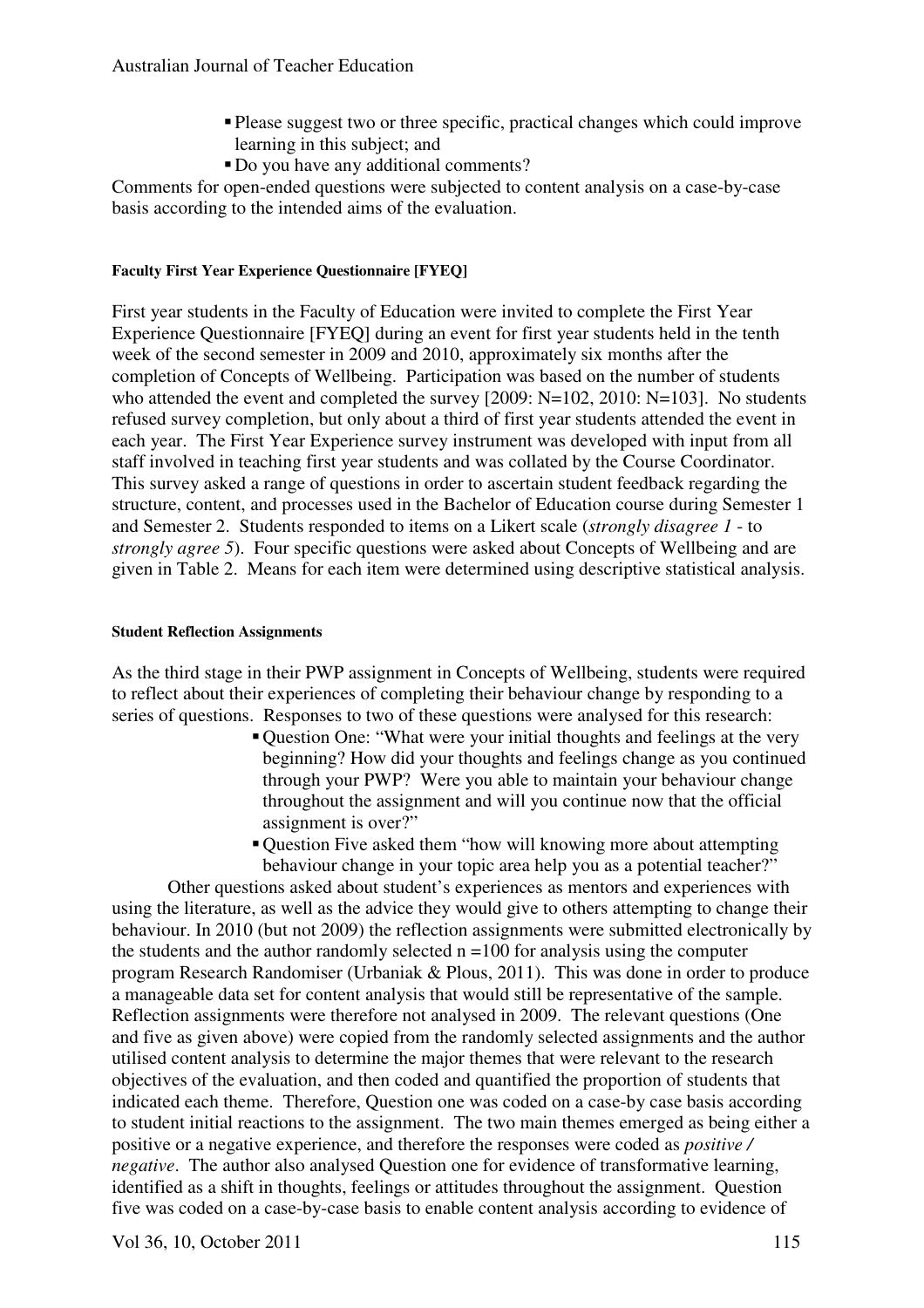- Please suggest two or three specific, practical changes which could improve learning in this subject; and
- Do you have any additional comments?

Comments for open-ended questions were subjected to content analysis on a case-by-case basis according to the intended aims of the evaluation.

#### Faculty First Year Experience Questionnaire [FYEQ]

First year students in the Faculty of Education were invited to complete the First Year Experience Questionnaire [FYEQ] during an event for first year students held in the tenth week of the second semester in 2009 and 2010, approximately six months after the completion of Concepts of Wellbeing. Participation was based on the number of students who attended the event and completed the survey [2009: N=102, 2010: N=103]. No students refused survey completion, but only about a third of first year students attended the event in each year. The First Year Experience survey instrument was developed with input from all staff involved in teaching first year students and was collated by the Course Coordinator. This survey asked a range of questions in order to ascertain student feedback regarding the structure, content, and processes used in the Bachelor of Education course during Semester 1 and Semester 2. Students responded to items on a Likert scale (*strongly disagree 1* - to *strongly agree 5*). Four specific questions were asked about Concepts of Wellbeing and are given in Table 2. Means for each item were determined using descriptive statistical analysis.

#### Student Reflection Assignments

As the third stage in their PWP assignment in Concepts of Wellbeing, students were required to reflect about their experiences of completing their behaviour change by responding to a series of questions. Responses to two of these questions were analysed for this research:

- Question One: "What were your initial thoughts and feelings at the very beginning? How did your thoughts and feelings change as you continued through your PWP? Were you able to maintain your behaviour change throughout the assignment and will you continue now that the official assignment is over?"
- Question Five asked them "how will knowing more about attempting behaviour change in your topic area help you as a potential teacher?"

Other questions asked about student's experiences as mentors and experiences with using the literature, as well as the advice they would give to others attempting to change their behaviour. In 2010 (but not 2009) the reflection assignments were submitted electronically by the students and the author randomly selected n =100 for analysis using the computer program Research Randomiser (Urbaniak & Plous, 2011). This was done in order to produce a manageable data set for content analysis that would still be representative of the sample. Reflection assignments were therefore not analysed in 2009. The relevant questions (One and five as given above) were copied from the randomly selected assignments and the author utilised content analysis to determine the major themes that were relevant to the research objectives of the evaluation, and then coded and quantified the proportion of students that indicated each theme. Therefore, Question one was coded on a case-by case basis according to student initial reactions to the assignment. The two main themes emerged as being either a positive or a negative experience, and therefore the responses were coded as *positive / negative*. The author also analysed Question one for evidence of transformative learning, identified as a shift in thoughts, feelings or attitudes throughout the assignment. Question five was coded on a case-by-case basis to enable content analysis according to evidence of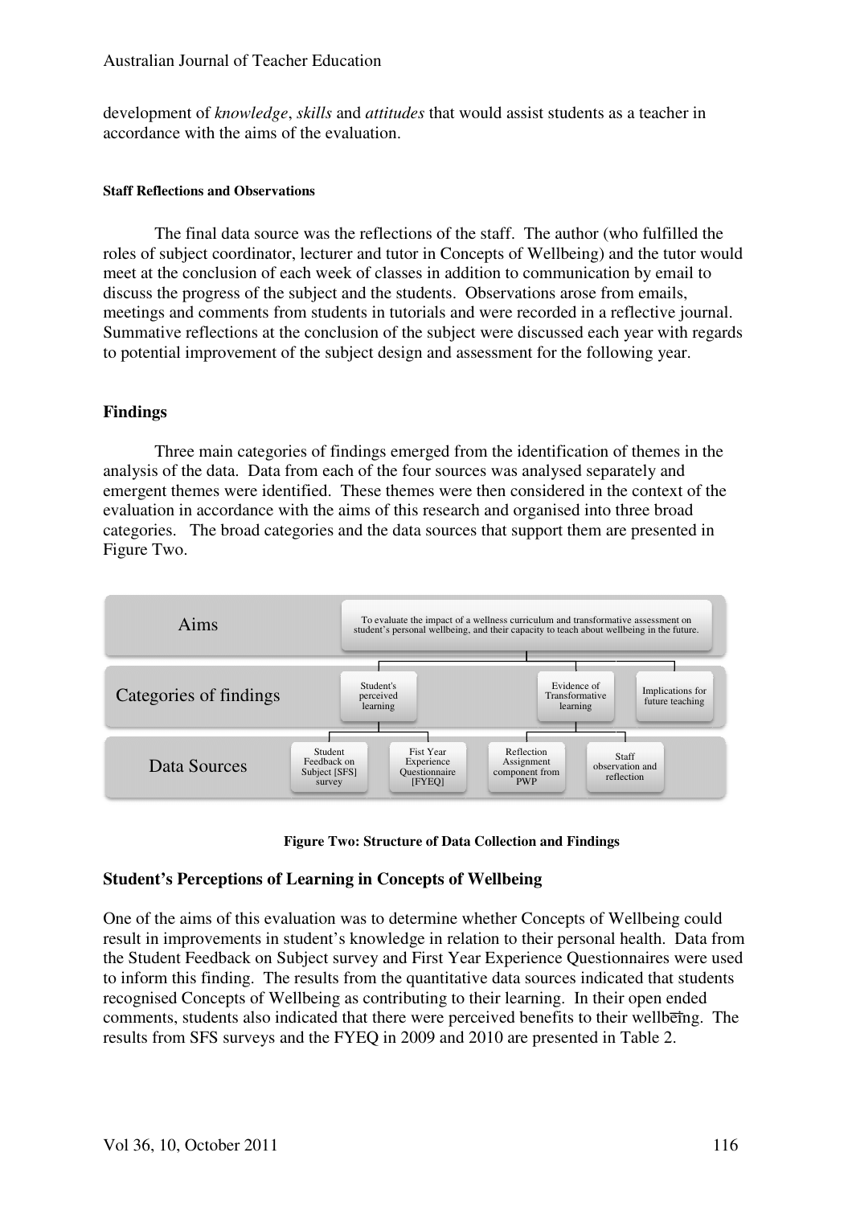development of *knowledge*, *skills* and *attitudes* that would assist students as a teacher in accordance with the aims of the evaluation.

#### Staff Reflections and Observations

The final data source was the reflections of the staff. The author (who fulfilled the roles of subject coordinator, lecturer and tutor in Concepts of Wellbeing) and the tutor would meet at the conclusion of each week of classes in addition to communication by email to discuss the progress of the subject and the students. Observations arose from emails, meetings and comments from students in tutorials and were recorded in a reflective journal. Summative reflections at the conclusion of the subject were discussed each year with regards to potential improvement of the subject design and assessment for the following year.

### Findings

Three main categories of findings emerged from the identification of themes in the analysis of the data. Data from each of the four sources was analysed separately and emergent themes were identified. These themes were then considered in the context of the evaluation in accordance with the aims of this research and organised into three broad categories. The broad categories and the data sources that support them are presented in Figure Two.

- **Aims:** To evaluate the impact of a wellness curriculum and transformative assessment on student's personal wellbeing, and their capacity to teach about wellbeing in the future.
- **Categories of findings:** Student's perceived learning; Evidence of Transformative learning; Implications for future teaching
- **Data Sources:** Student Feedback on Subject [SFS] survey; Fist Year Experience Questionnaire [FYEQ]; Reflection Assignment component from PWP; Staff observation and reflection

**Figure Two: Structure of Data Collection and Findings**

### Student's Perceptions of Learning in Concepts of Wellbeing

One of the aims of this evaluation was to determine whether Concepts of Wellbeing could result in improvements in student's knowledge in relation to their personal health. Data from the Student Feedback on Subject survey and First Year Experience Questionnaires were used to inform this finding. The results from the quantitative data sources indicated that students recognised Concepts of Wellbeing as contributing to their learning. In their open ended comments, students also indicated that there were perceived benefits to their wellbeing. The results from SFS surveys and the FYEQ in 2009 and 2010 are presented in Table 2.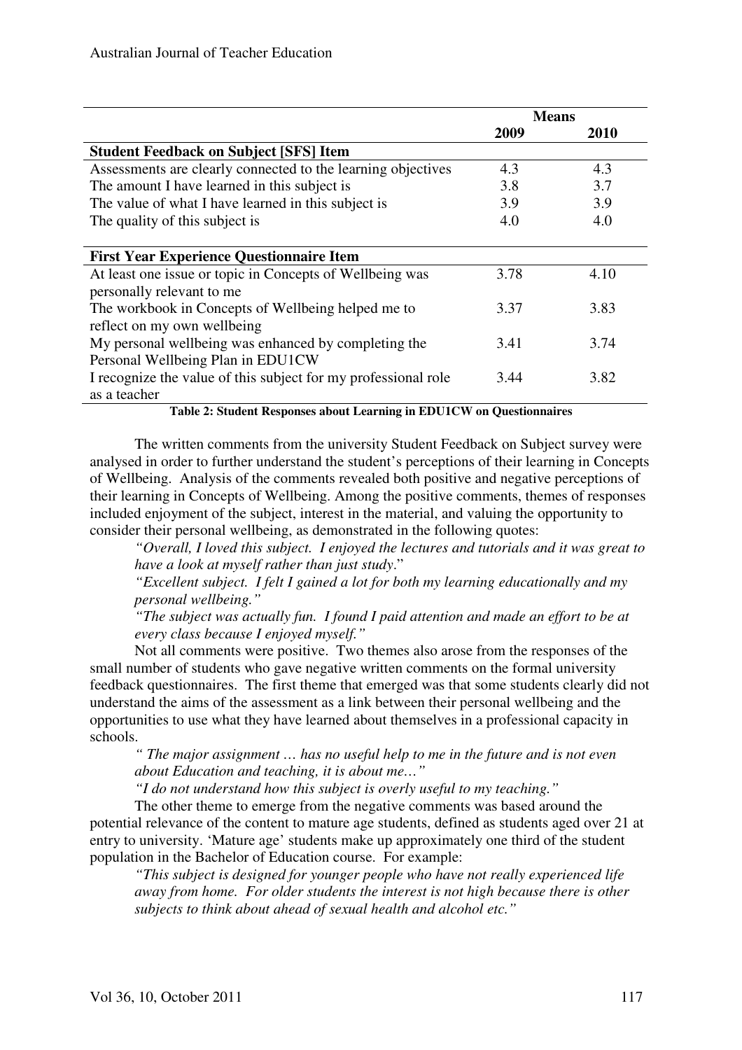| | Means | |
|---|---|---|
| | **2009** | **2010** |
| **Student Feedback on Subject [SFS] Item** | | |
| Assessments are clearly connected to the learning objectives | 4.3 | 4.3 |
| The amount I have learned in this subject is | 3.8 | 3.7 |
| The value of what I have learned in this subject is | 3.9 | 3.9 |
| The quality of this subject is | 4.0 | 4.0 |
| **First Year Experience Questionnaire Item** | | |
| At least one issue or topic in Concepts of Wellbeing was personally relevant to me | 3.78 | 4.10 |
| The workbook in Concepts of Wellbeing helped me to reflect on my own wellbeing | 3.37 | 3.83 |
| My personal wellbeing was enhanced by completing the Personal Wellbeing Plan in EDU1CW | 3.41 | 3.74 |
| I recognize the value of this subject for my professional role as a teacher | 3.44 | 3.82 |

**Table 2: Student Responses about Learning in EDU1CW on Questionnaires**

The written comments from the university Student Feedback on Subject survey were analysed in order to further understand the student's perceptions of their learning in Concepts of Wellbeing. Analysis of the comments revealed both positive and negative perceptions of their learning in Concepts of Wellbeing. Among the positive comments, themes of responses included enjoyment of the subject, interest in the material, and valuing the opportunity to consider their personal wellbeing, as demonstrated in the following quotes:

*"Overall, I loved this subject. I enjoyed the lectures and tutorials and it was great to have a look at myself rather than just study*."

*"Excellent subject. I felt I gained a lot for both my learning educationally and my personal wellbeing."*

*"The subject was actually fun. I found I paid attention and made an effort to be at every class because I enjoyed myself."*

Not all comments were positive. Two themes also arose from the responses of the small number of students who gave negative written comments on the formal university feedback questionnaires. The first theme that emerged was that some students clearly did not understand the aims of the assessment as a link between their personal wellbeing and the opportunities to use what they have learned about themselves in a professional capacity in schools.

*" The major assignment … has no useful help to me in the future and is not even about Education and teaching, it is about me…"*

*"I do not understand how this subject is overly useful to my teaching."*

The other theme to emerge from the negative comments was based around the potential relevance of the content to mature age students, defined as students aged over 21 at entry to university. 'Mature age' students make up approximately one third of the student population in the Bachelor of Education course. For example:

*"This subject is designed for younger people who have not really experienced life away from home. For older students the interest is not high because there is other subjects to think about ahead of sexual health and alcohol etc."*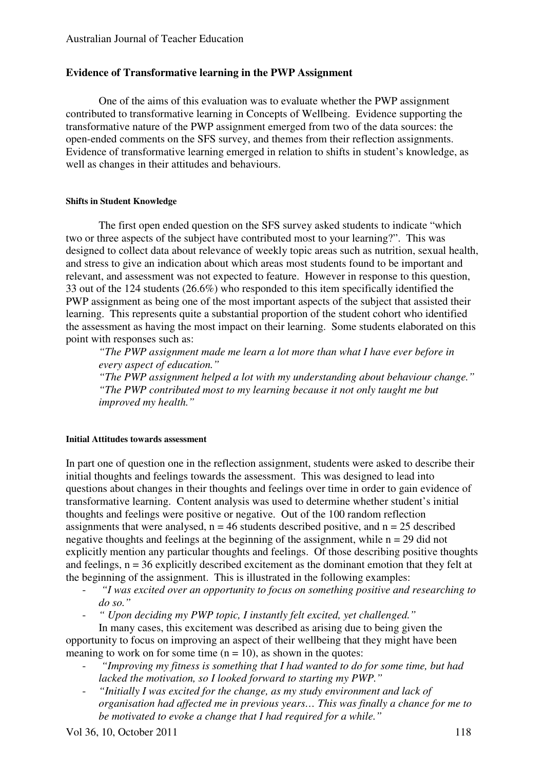### Evidence of Transformative learning in the PWP Assignment

One of the aims of this evaluation was to evaluate whether the PWP assignment contributed to transformative learning in Concepts of Wellbeing. Evidence supporting the transformative nature of the PWP assignment emerged from two of the data sources: the open-ended comments on the SFS survey, and themes from their reflection assignments. Evidence of transformative learning emerged in relation to shifts in student's knowledge, as well as changes in their attitudes and behaviours.

#### Shifts in Student Knowledge

The first open ended question on the SFS survey asked students to indicate "which two or three aspects of the subject have contributed most to your learning?". This was designed to collect data about relevance of weekly topic areas such as nutrition, sexual health, and stress to give an indication about which areas most students found to be important and relevant, and assessment was not expected to feature. However in response to this question, 33 out of the 124 students (26.6%) who responded to this item specifically identified the PWP assignment as being one of the most important aspects of the subject that assisted their learning. This represents quite a substantial proportion of the student cohort who identified the assessment as having the most impact on their learning. Some students elaborated on this point with responses such as:

> *"The PWP assignment made me learn a lot more than what I have ever before in every aspect of education."*
> *"The PWP assignment helped a lot with my understanding about behaviour change."*
> *"The PWP contributed most to my learning because it not only taught me but improved my health."*

#### Initial Attitudes towards assessment

In part one of question one in the reflection assignment, students were asked to describe their initial thoughts and feelings towards the assessment. This was designed to lead into questions about changes in their thoughts and feelings over time in order to gain evidence of transformative learning. Content analysis was used to determine whether student's initial thoughts and feelings were positive or negative. Out of the 100 random reflection assignments that were analysed, n = 46 students described positive, and n = 25 described negative thoughts and feelings at the beginning of the assignment, while n = 29 did not explicitly mention any particular thoughts and feelings. Of those describing positive thoughts and feelings, n = 36 explicitly described excitement as the dominant emotion that they felt at the beginning of the assignment. This is illustrated in the following examples:

- *"I was excited over an opportunity to focus on something positive and researching to do so."*
- *" Upon deciding my PWP topic, I instantly felt excited, yet challenged."*

In many cases, this excitement was described as arising due to being given the opportunity to focus on improving an aspect of their wellbeing that they might have been meaning to work on for some time (n = 10), as shown in the quotes:

- *"Improving my fitness is something that I had wanted to do for some time, but had lacked the motivation, so I looked forward to starting my PWP."*
- *"Initially I was excited for the change, as my study environment and lack of organisation had affected me in previous years… This was finally a chance for me to be motivated to evoke a change that I had required for a while."*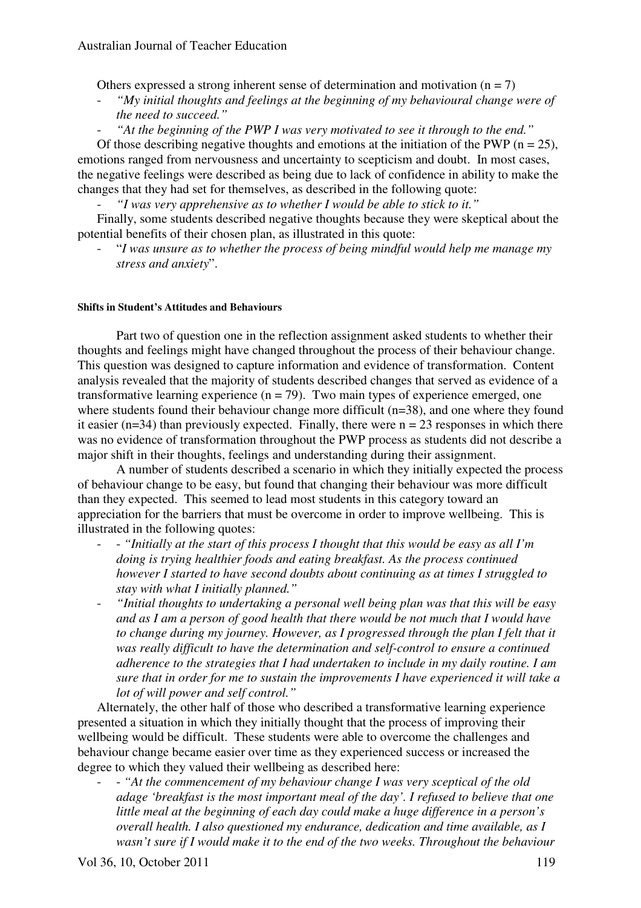Others expressed a strong inherent sense of determination and motivation ($n = 7$)

- *"My initial thoughts and feelings at the beginning of my behavioural change were of the need to succeed."*
- *"At the beginning of the PWP I was very motivated to see it through to the end."*

Of those describing negative thoughts and emotions at the initiation of the PWP ($n = 25$), emotions ranged from nervousness and uncertainty to scepticism and doubt. In most cases, the negative feelings were described as being due to lack of confidence in ability to make the changes that they had set for themselves, as described in the following quote:

- *"I was very apprehensive as to whether I would be able to stick to it."*

Finally, some students described negative thoughts because they were skeptical about the potential benefits of their chosen plan, as illustrated in this quote:

- "*I was unsure as to whether the process of being mindful would help me manage my stress and anxiety*".

#### Shifts in Student's Attitudes and Behaviours

Part two of question one in the reflection assignment asked students to whether their thoughts and feelings might have changed throughout the process of their behaviour change. This question was designed to capture information and evidence of transformation. Content analysis revealed that the majority of students described changes that served as evidence of a transformative learning experience ($n = 79$). Two main types of experience emerged, one where students found their behaviour change more difficult ($n=38$), and one where they found it easier ($n=34$) than previously expected. Finally, there were $n = 23$ responses in which there was no evidence of transformation throughout the PWP process as students did not describe a major shift in their thoughts, feelings and understanding during their assignment.

A number of students described a scenario in which they initially expected the process of behaviour change to be easy, but found that changing their behaviour was more difficult than they expected. This seemed to lead most students in this category toward an appreciation for the barriers that must be overcome in order to improve wellbeing. This is illustrated in the following quotes:

- - *"Initially at the start of this process I thought that this would be easy as all I'm doing is trying healthier foods and eating breakfast. As the process continued however I started to have second doubts about continuing as at times I struggled to stay with what I initially planned."*
- *"Initial thoughts to undertaking a personal well being plan was that this will be easy and as I am a person of good health that there would be not much that I would have to change during my journey. However, as I progressed through the plan I felt that it was really difficult to have the determination and self-control to ensure a continued adherence to the strategies that I had undertaken to include in my daily routine. I am sure that in order for me to sustain the improvements I have experienced it will take a lot of will power and self control."*

Alternately, the other half of those who described a transformative learning experience presented a situation in which they initially thought that the process of improving their wellbeing would be difficult. These students were able to overcome the challenges and behaviour change became easier over time as they experienced success or increased the degree to which they valued their wellbeing as described here:

- - *"At the commencement of my behaviour change I was very sceptical of the old adage 'breakfast is the most important meal of the day'. I refused to believe that one little meal at the beginning of each day could make a huge difference in a person's overall health. I also questioned my endurance, dedication and time available, as I wasn't sure if I would make it to the end of the two weeks. Throughout the behaviour*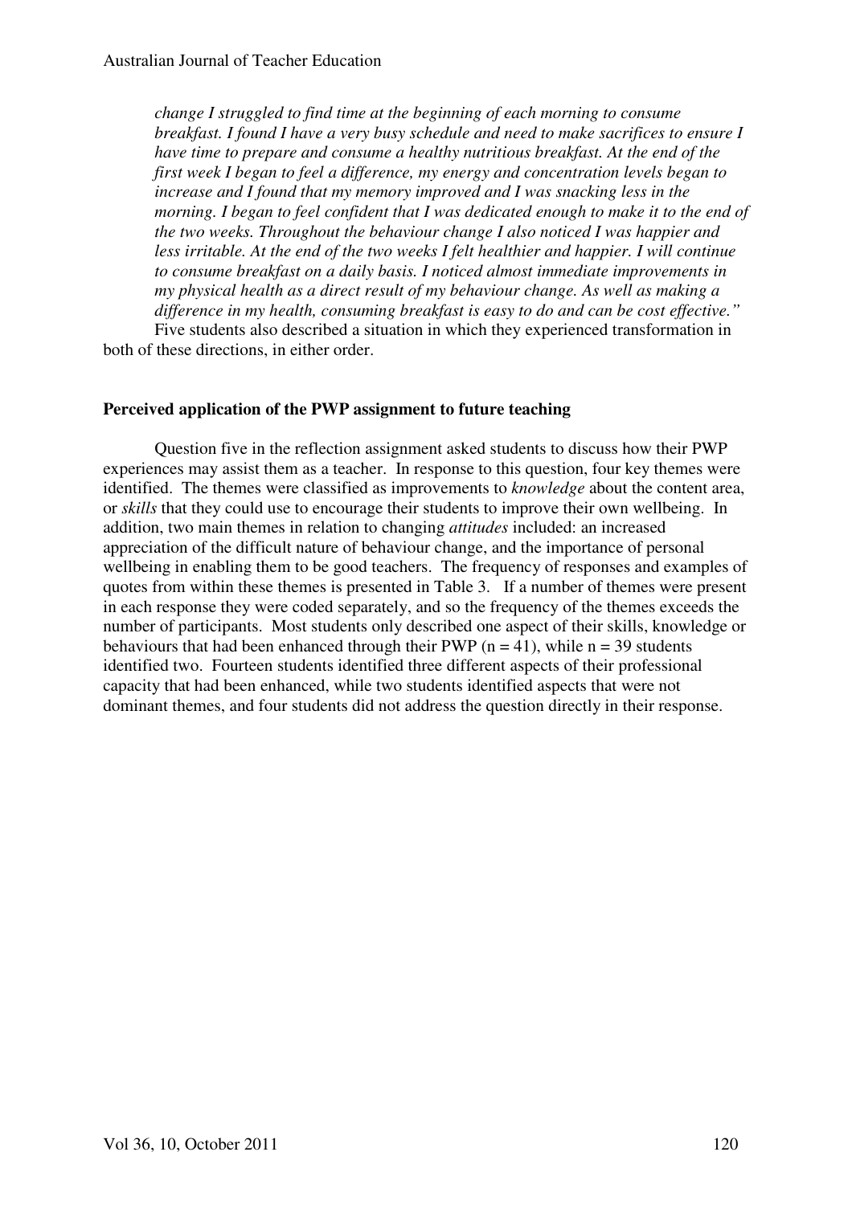*change I struggled to find time at the beginning of each morning to consume breakfast. I found I have a very busy schedule and need to make sacrifices to ensure I have time to prepare and consume a healthy nutritious breakfast. At the end of the first week I began to feel a difference, my energy and concentration levels began to increase and I found that my memory improved and I was snacking less in the morning. I began to feel confident that I was dedicated enough to make it to the end of the two weeks. Throughout the behaviour change I also noticed I was happier and less irritable. At the end of the two weeks I felt healthier and happier. I will continue to consume breakfast on a daily basis. I noticed almost immediate improvements in my physical health as a direct result of my behaviour change. As well as making a difference in my health, consuming breakfast is easy to do and can be cost effective."*

Five students also described a situation in which they experienced transformation in both of these directions, in either order.

### Perceived application of the PWP assignment to future teaching

Question five in the reflection assignment asked students to discuss how their PWP experiences may assist them as a teacher. In response to this question, four key themes were identified. The themes were classified as improvements to *knowledge* about the content area, or *skills* that they could use to encourage their students to improve their own wellbeing. In addition, two main themes in relation to changing *attitudes* included: an increased appreciation of the difficult nature of behaviour change, and the importance of personal wellbeing in enabling them to be good teachers. The frequency of responses and examples of quotes from within these themes is presented in Table 3. If a number of themes were present in each response they were coded separately, and so the frequency of the themes exceeds the number of participants. Most students only described one aspect of their skills, knowledge or behaviours that had been enhanced through their PWP ($n = 41$), while $n = 39$ students identified two. Fourteen students identified three different aspects of their professional capacity that had been enhanced, while two students identified aspects that were not dominant themes, and four students did not address the question directly in their response.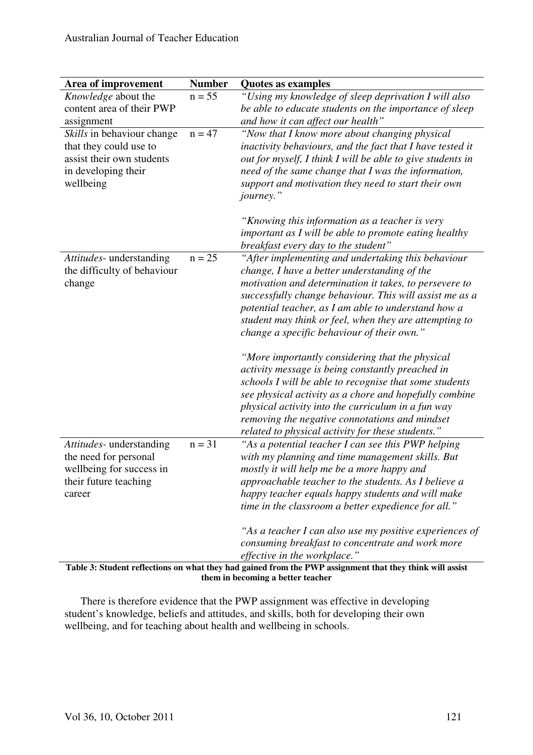| Area of improvement | Number | Quotes as examples |
|---|---|---|
| *Knowledge* about the content area of their PWP assignment | n = 55 | *"Using my knowledge of sleep deprivation I will also be able to educate students on the importance of sleep and how it can affect our health"* |
| *Skills* in behaviour change that they could use to assist their own students in developing their wellbeing | n = 47 | *"Now that I know more about changing physical inactivity behaviours, and the fact that I have tested it out for myself, I think I will be able to give students in need of the same change that I was the information, support and motivation they need to start their own journey."* <br><br> *"Knowing this information as a teacher is very important as I will be able to promote eating healthy breakfast every day to the student"* |
| *Attitudes*- understanding the difficulty of behaviour change | n = 25 | *"After implementing and undertaking this behaviour change, I have a better understanding of the motivation and determination it takes, to persevere to successfully change behaviour. This will assist me as a potential teacher, as I am able to understand how a student may think or feel, when they are attempting to change a specific behaviour of their own."* <br><br> *"More importantly considering that the physical activity message is being constantly preached in schools I will be able to recognise that some students see physical activity as a chore and hopefully combine physical activity into the curriculum in a fun way removing the negative connotations and mindset related to physical activity for these students."* |
| *Attitudes*- understanding the need for personal wellbeing for success in their future teaching career | n = 31 | *"As a potential teacher I can see this PWP helping with my planning and time management skills. But mostly it will help me be a more happy and approachable teacher to the students. As I believe a happy teacher equals happy students and will make time in the classroom a better expedience for all."* <br><br> *"As a teacher I can also use my positive experiences of consuming breakfast to concentrate and work more effective in the workplace."* |

**Table 3: Student reflections on what they had gained from the PWP assignment that they think will assist them in becoming a better teacher**

There is therefore evidence that the PWP assignment was effective in developing student's knowledge, beliefs and attitudes, and skills, both for developing their own wellbeing, and for teaching about health and wellbeing in schools.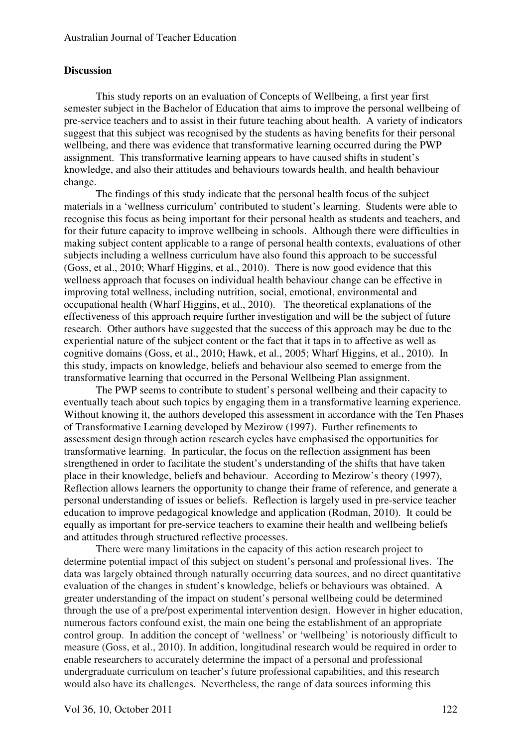**Discussion**

This study reports on an evaluation of Concepts of Wellbeing, a first year first semester subject in the Bachelor of Education that aims to improve the personal wellbeing of pre-service teachers and to assist in their future teaching about health. A variety of indicators suggest that this subject was recognised by the students as having benefits for their personal wellbeing, and there was evidence that transformative learning occurred during the PWP assignment. This transformative learning appears to have caused shifts in student's knowledge, and also their attitudes and behaviours towards health, and health behaviour change.

The findings of this study indicate that the personal health focus of the subject materials in a 'wellness curriculum' contributed to student's learning. Students were able to recognise this focus as being important for their personal health as students and teachers, and for their future capacity to improve wellbeing in schools. Although there were difficulties in making subject content applicable to a range of personal health contexts, evaluations of other subjects including a wellness curriculum have also found this approach to be successful (Goss, et al., 2010; Wharf Higgins, et al., 2010). There is now good evidence that this wellness approach that focuses on individual health behaviour change can be effective in improving total wellness, including nutrition, social, emotional, environmental and occupational health (Wharf Higgins, et al., 2010). The theoretical explanations of the effectiveness of this approach require further investigation and will be the subject of future research. Other authors have suggested that the success of this approach may be due to the experiential nature of the subject content or the fact that it taps in to affective as well as cognitive domains (Goss, et al., 2010; Hawk, et al., 2005; Wharf Higgins, et al., 2010). In this study, impacts on knowledge, beliefs and behaviour also seemed to emerge from the transformative learning that occurred in the Personal Wellbeing Plan assignment.

The PWP seems to contribute to student's personal wellbeing and their capacity to eventually teach about such topics by engaging them in a transformative learning experience. Without knowing it, the authors developed this assessment in accordance with the Ten Phases of Transformative Learning developed by Mezirow (1997). Further refinements to assessment design through action research cycles have emphasised the opportunities for transformative learning. In particular, the focus on the reflection assignment has been strengthened in order to facilitate the student's understanding of the shifts that have taken place in their knowledge, beliefs and behaviour. According to Mezirow's theory (1997), Reflection allows learners the opportunity to change their frame of reference, and generate a personal understanding of issues or beliefs. Reflection is largely used in pre-service teacher education to improve pedagogical knowledge and application (Rodman, 2010). It could be equally as important for pre-service teachers to examine their health and wellbeing beliefs and attitudes through structured reflective processes.

There were many limitations in the capacity of this action research project to determine potential impact of this subject on student's personal and professional lives. The data was largely obtained through naturally occurring data sources, and no direct quantitative evaluation of the changes in student's knowledge, beliefs or behaviours was obtained. A greater understanding of the impact on student's personal wellbeing could be determined through the use of a pre/post experimental intervention design. However in higher education, numerous factors confound exist, the main one being the establishment of an appropriate control group. In addition the concept of 'wellness' or 'wellbeing' is notoriously difficult to measure (Goss, et al., 2010). In addition, longitudinal research would be required in order to enable researchers to accurately determine the impact of a personal and professional undergraduate curriculum on teacher's future professional capabilities, and this research would also have its challenges. Nevertheless, the range of data sources informing this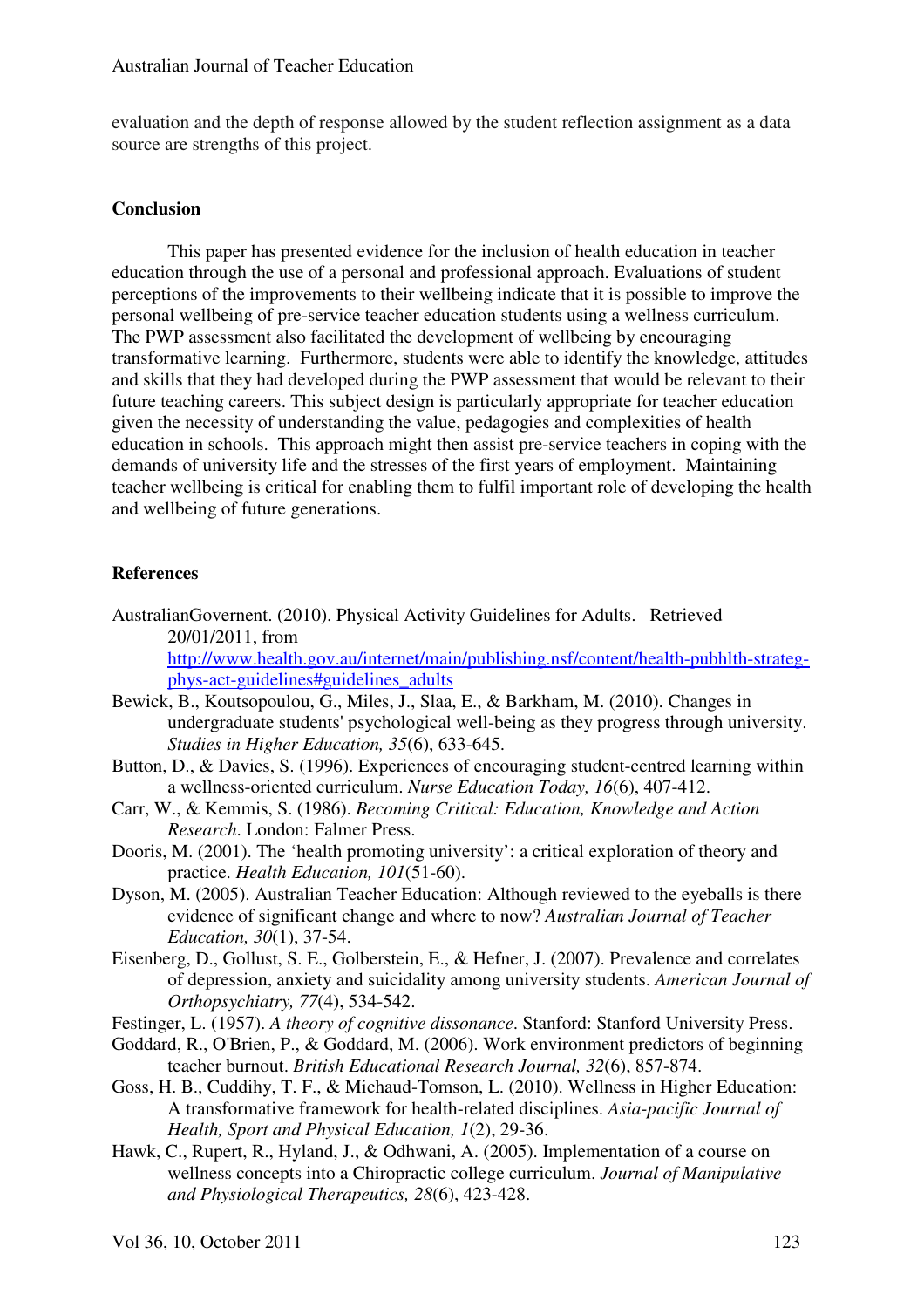evaluation and the depth of response allowed by the student reflection assignment as a data source are strengths of this project.

## Conclusion

This paper has presented evidence for the inclusion of health education in teacher education through the use of a personal and professional approach. Evaluations of student perceptions of the improvements to their wellbeing indicate that it is possible to improve the personal wellbeing of pre-service teacher education students using a wellness curriculum. The PWP assessment also facilitated the development of wellbeing by encouraging transformative learning. Furthermore, students were able to identify the knowledge, attitudes and skills that they had developed during the PWP assessment that would be relevant to their future teaching careers. This subject design is particularly appropriate for teacher education given the necessity of understanding the value, pedagogies and complexities of health education in schools. This approach might then assist pre-service teachers in coping with the demands of university life and the stresses of the first years of employment. Maintaining teacher wellbeing is critical for enabling them to fulfil important role of developing the health and wellbeing of future generations.

## References

AustralianGovernent. (2010). Physical Activity Guidelines for Adults. Retrieved 20/01/2011, from http://www.health.gov.au/internet/main/publishing.nsf/content/health-pubhlth-strateg-phys-act-guidelines#guidelines_adults

Bewick, B., Koutsopoulou, G., Miles, J., Slaa, E., & Barkham, M. (2010). Changes in undergraduate students' psychological well-being as they progress through university. *Studies in Higher Education, 35*(6), 633-645.

Button, D., & Davies, S. (1996). Experiences of encouraging student-centred learning within a wellness-oriented curriculum. *Nurse Education Today, 16*(6), 407-412.

Carr, W., & Kemmis, S. (1986). *Becoming Critical: Education, Knowledge and Action Research*. London: Falmer Press.

Dooris, M. (2001). The 'health promoting university': a critical exploration of theory and practice. *Health Education, 101*(51-60).

Dyson, M. (2005). Australian Teacher Education: Although reviewed to the eyeballs is there evidence of significant change and where to now? *Australian Journal of Teacher Education, 30*(1), 37-54.

Eisenberg, D., Gollust, S. E., Golberstein, E., & Hefner, J. (2007). Prevalence and correlates of depression, anxiety and suicidality among university students. *American Journal of Orthopsychiatry, 77*(4), 534-542.

Festinger, L. (1957). *A theory of cognitive dissonance*. Stanford: Stanford University Press.

Goddard, R., O'Brien, P., & Goddard, M. (2006). Work environment predictors of beginning teacher burnout. *British Educational Research Journal, 32*(6), 857-874.

Goss, H. B., Cuddihy, T. F., & Michaud-Tomson, L. (2010). Wellness in Higher Education: A transformative framework for health-related disciplines. *Asia-pacific Journal of Health, Sport and Physical Education, 1*(2), 29-36.

Hawk, C., Rupert, R., Hyland, J., & Odhwani, A. (2005). Implementation of a course on wellness concepts into a Chiropractic college curriculum. *Journal of Manipulative and Physiological Therapeutics, 28*(6), 423-428.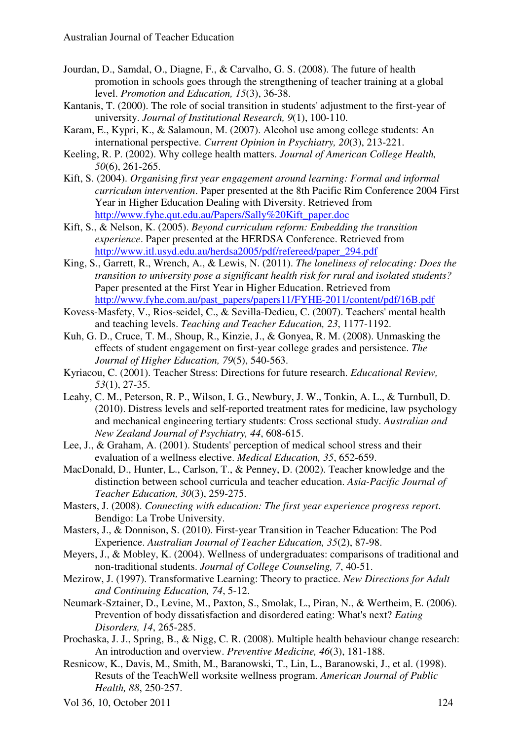Jourdan, D., Samdal, O., Diagne, F., & Carvalho, G. S. (2008). The future of health promotion in schools goes through the strengthening of teacher training at a global level. *Promotion and Education, 15*(3), 36-38.

Kantanis, T. (2000). The role of social transition in students' adjustment to the first-year of university. *Journal of Institutional Research, 9*(1), 100-110.

Karam, E., Kypri, K., & Salamoun, M. (2007). Alcohol use among college students: An international perspective. *Current Opinion in Psychiatry, 20*(3), 213-221.

Keeling, R. P. (2002). Why college health matters. *Journal of American College Health, 50*(6), 261-265.

Kift, S. (2004). *Organising first year engagement around learning: Formal and informal curriculum intervention*. Paper presented at the 8th Pacific Rim Conference 2004 First Year in Higher Education Dealing with Diversity. Retrieved from http://www.fyhe.qut.edu.au/Papers/Sally%20Kift_paper.doc

Kift, S., & Nelson, K. (2005). *Beyond curriculum reform: Embedding the transition experience*. Paper presented at the HERDSA Conference. Retrieved from http://www.itl.usyd.edu.au/herdsa2005/pdf/refereed/paper_294.pdf

King, S., Garrett, R., Wrench, A., & Lewis, N. (2011). *The loneliness of relocating: Does the transition to university pose a significant health risk for rural and isolated students?* Paper presented at the First Year in Higher Education. Retrieved from http://www.fyhe.com.au/past_papers/papers11/FYHE-2011/content/pdf/16B.pdf

Kovess-Masfety, V., Rios-seidel, C., & Sevilla-Dedieu, C. (2007). Teachers' mental health and teaching levels. *Teaching and Teacher Education, 23*, 1177-1192.

Kuh, G. D., Cruce, T. M., Shoup, R., Kinzie, J., & Gonyea, R. M. (2008). Unmasking the effects of student engagement on first-year college grades and persistence. *The Journal of Higher Education, 79*(5), 540-563.

Kyriacou, C. (2001). Teacher Stress: Directions for future research. *Educational Review, 53*(1), 27-35.

Leahy, C. M., Peterson, R. P., Wilson, I. G., Newbury, J. W., Tonkin, A. L., & Turnbull, D. (2010). Distress levels and self-reported treatment rates for medicine, law psychology and mechanical engineering tertiary students: Cross sectional study. *Australian and New Zealand Journal of Psychiatry, 44*, 608-615.

Lee, J., & Graham, A. (2001). Students' perception of medical school stress and their evaluation of a wellness elective. *Medical Education, 35*, 652-659.

MacDonald, D., Hunter, L., Carlson, T., & Penney, D. (2002). Teacher knowledge and the distinction between school curricula and teacher education. *Asia-Pacific Journal of Teacher Education, 30*(3), 259-275.

Masters, J. (2008). *Connecting with education: The first year experience progress report*. Bendigo: La Trobe University.

Masters, J., & Donnison, S. (2010). First-year Transition in Teacher Education: The Pod Experience. *Australian Journal of Teacher Education, 35*(2), 87-98.

Meyers, J., & Mobley, K. (2004). Wellness of undergraduates: comparisons of traditional and non-traditional students. *Journal of College Counseling, 7*, 40-51.

Mezirow, J. (1997). Transformative Learning: Theory to practice. *New Directions for Adult and Continuing Education, 74*, 5-12.

Neumark-Sztainer, D., Levine, M., Paxton, S., Smolak, L., Piran, N., & Wertheim, E. (2006). Prevention of body dissatisfaction and disordered eating: What's next? *Eating Disorders, 14*, 265-285.

Prochaska, J. J., Spring, B., & Nigg, C. R. (2008). Multiple health behaviour change research: An introduction and overview. *Preventive Medicine, 46*(3), 181-188.

Resnicow, K., Davis, M., Smith, M., Baranowski, T., Lin, L., Baranowski, J., et al. (1998). Resuts of the TeachWell worksite wellness program. *American Journal of Public Health, 88*, 250-257.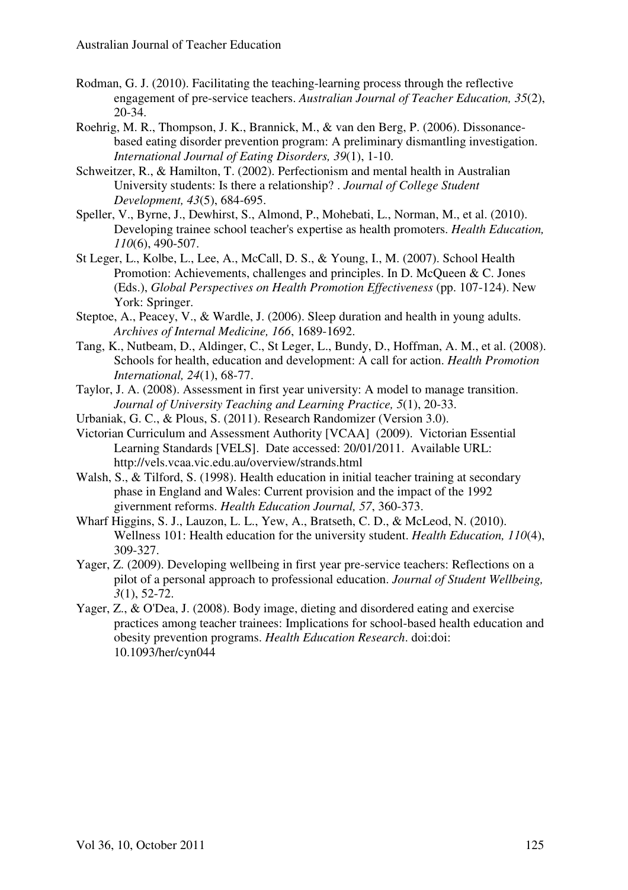Rodman, G. J. (2010). Facilitating the teaching-learning process through the reflective engagement of pre-service teachers. *Australian Journal of Teacher Education, 35*(2), 20-34.

Roehrig, M. R., Thompson, J. K., Brannick, M., & van den Berg, P. (2006). Dissonance-based eating disorder prevention program: A preliminary dismantling investigation. *International Journal of Eating Disorders, 39*(1), 1-10.

Schweitzer, R., & Hamilton, T. (2002). Perfectionism and mental health in Australian University students: Is there a relationship? . *Journal of College Student Development, 43*(5), 684-695.

Speller, V., Byrne, J., Dewhirst, S., Almond, P., Mohebati, L., Norman, M., et al. (2010). Developing trainee school teacher's expertise as health promoters. *Health Education, 110*(6), 490-507.

St Leger, L., Kolbe, L., Lee, A., McCall, D. S., & Young, I., M. (2007). School Health Promotion: Achievements, challenges and principles. In D. McQueen & C. Jones (Eds.), *Global Perspectives on Health Promotion Effectiveness* (pp. 107-124). New York: Springer.

Steptoe, A., Peacey, V., & Wardle, J. (2006). Sleep duration and health in young adults. *Archives of Internal Medicine, 166*, 1689-1692.

Tang, K., Nutbeam, D., Aldinger, C., St Leger, L., Bundy, D., Hoffman, A. M., et al. (2008). Schools for health, education and development: A call for action. *Health Promotion International, 24*(1), 68-77.

Taylor, J. A. (2008). Assessment in first year university: A model to manage transition. *Journal of University Teaching and Learning Practice, 5*(1), 20-33.

Urbaniak, G. C., & Plous, S. (2011). Research Randomizer (Version 3.0).

Victorian Curriculum and Assessment Authority [VCAA] (2009). Victorian Essential Learning Standards [VELS]. Date accessed: 20/01/2011. Available URL: http://vels.vcaa.vic.edu.au/overview/strands.html

Walsh, S., & Tilford, S. (1998). Health education in initial teacher training at secondary phase in England and Wales: Current provision and the impact of the 1992 givernment reforms. *Health Education Journal, 57*, 360-373.

Wharf Higgins, S. J., Lauzon, L. L., Yew, A., Bratseth, C. D., & McLeod, N. (2010). Wellness 101: Health education for the university student. *Health Education, 110*(4), 309-327.

Yager, Z. (2009). Developing wellbeing in first year pre-service teachers: Reflections on a pilot of a personal approach to professional education. *Journal of Student Wellbeing, 3*(1), 52-72.

Yager, Z., & O'Dea, J. (2008). Body image, dieting and disordered eating and exercise practices among teacher trainees: Implications for school-based health education and obesity prevention programs. *Health Education Research*. doi:doi: 10.1093/her/cyn044